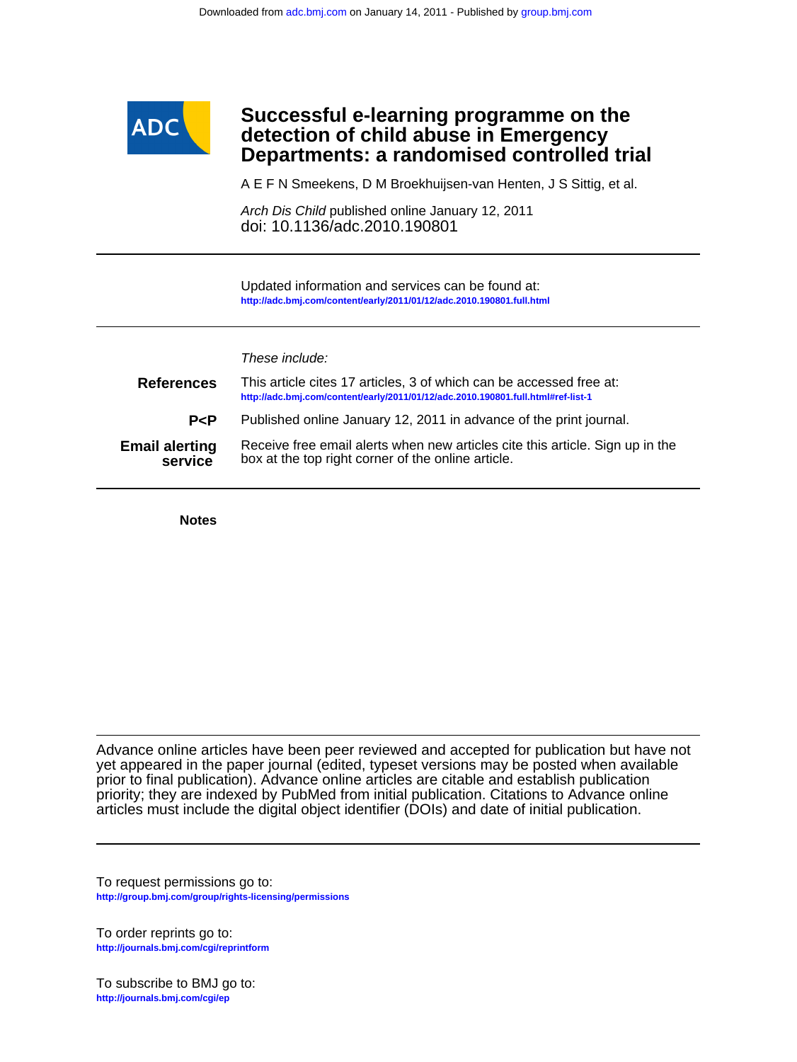Downloaded from adc.bmj.com on January 14, 2011 - Published by group.bmj.com

ADC

# Successful e-learning programme on the detection of child abuse in Emergency Departments: a randomised controlled trial

A E F N Smeekens, D M Broekhuijsen-van Henten, J S Sittig, et al.

*Arch Dis Child* published online January 12, 2011
doi: 10.1136/adc.2010.190801

Updated information and services can be found at:
http://adc.bmj.com/content/early/2011/01/12/adc.2010.190801.full.html

*These include:*

**References** This article cites 17 articles, 3 of which can be accessed free at:
http://adc.bmj.com/content/early/2011/01/12/adc.2010.190801.full.html#ref-list-1

**P<P** Published online January 12, 2011 in advance of the print journal.

**Email alerting service** Receive free email alerts when new articles cite this article. Sign up in the box at the top right corner of the online article.

**Notes**

Advance online articles have been peer reviewed and accepted for publication but have not yet appeared in the paper journal (edited, typeset versions may be posted when available prior to final publication). Advance online articles are citable and establish publication priority; they are indexed by PubMed from initial publication. Citations to Advance online articles must include the digital object identifier (DOIs) and date of initial publication.

To request permissions go to:
http://group.bmj.com/group/rights-licensing/permissions

To order reprints go to:
http://journals.bmj.com/cgi/reprintform

To subscribe to BMJ go to:
http://journals.bmj.com/cgi/ep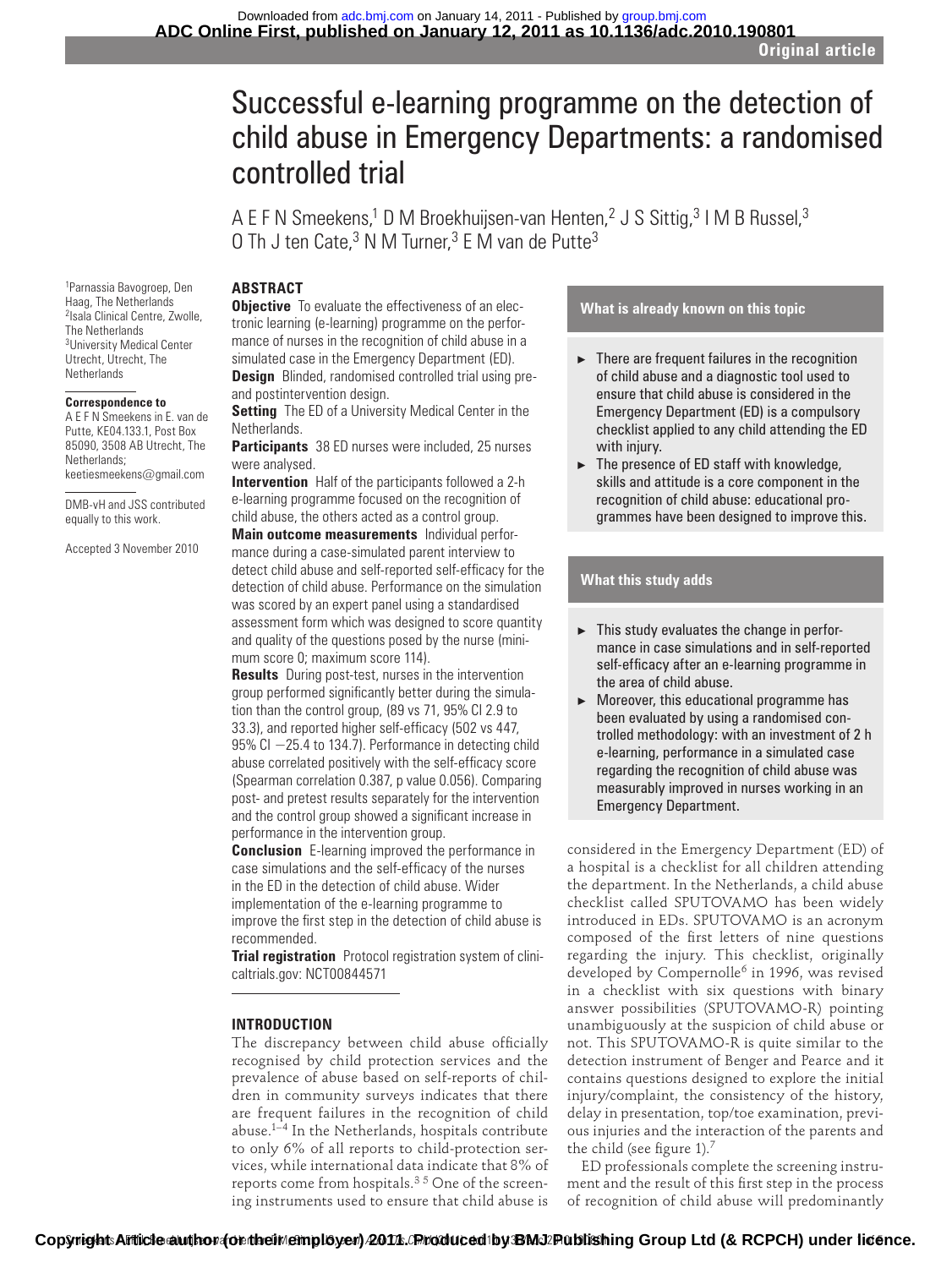# Successful e-learning programme on the detection of child abuse in Emergency Departments: a randomised controlled trial

A E F N Smeekens,[1] D M Broekhuijsen-van Henten,[2] J S Sittig,[3] I M B Russel,[3] O Th J ten Cate,[3] N M Turner,[3] E M van de Putte[3]

[1]Parnassia Bavogroep, Den Haag, The Netherlands
[2]Isala Clinical Centre, Zwolle, The Netherlands
[3]University Medical Center Utrecht, Utrecht, The Netherlands

**Correspondence to**
A E F N Smeekens in E. van de Putte, KE04.133.1, Post Box 85090, 3508 AB Utrecht, The Netherlands; keetiesmeekens@gmail.com

DMB-vH and JSS contributed equally to this work.

Accepted 3 November 2010

## ABSTRACT

**Objective** To evaluate the effectiveness of an electronic learning (e-learning) programme on the performance of nurses in the recognition of child abuse in a simulated case in the Emergency Department (ED).

**Design** Blinded, randomised controlled trial using pre- and postintervention design.

**Setting** The ED of a University Medical Center in the Netherlands.

**Participants** 38 ED nurses were included, 25 nurses were analysed.

**Intervention** Half of the participants followed a 2-h e-learning programme focused on the recognition of child abuse, the others acted as a control group.

**Main outcome measurements** Individual performance during a case-simulated parent interview to detect child abuse and self-reported self-efficacy for the detection of child abuse. Performance on the simulation was scored by an expert panel using a standardised assessment form which was designed to score quantity and quality of the questions posed by the nurse (minimum score 0; maximum score 114).

**Results** During post-test, nurses in the intervention group performed significantly better during the simulation than the control group, (89 vs 71, 95% CI 2.9 to 33.3), and reported higher self-efficacy (502 vs 447, 95% CI −25.4 to 134.7). Performance in detecting child abuse correlated positively with the self-efficacy score (Spearman correlation 0.387, p value 0.056). Comparing post- and pretest results separately for the intervention and the control group showed a significant increase in performance in the intervention group.

**Conclusion** E-learning improved the performance in case simulations and the self-efficacy of the nurses in the ED in the detection of child abuse. Wider implementation of the e-learning programme to improve the first step in the detection of child abuse is recommended.

**Trial registration** Protocol registration system of clinicaltrials.gov: NCT00844571

## INTRODUCTION

The discrepancy between child abuse officially recognised by child protection services and the prevalence of abuse based on self-reports of children in community surveys indicates that there are frequent failures in the recognition of child abuse.[1–4] In the Netherlands, hospitals contribute to only 6% of all reports to child-protection services, while international data indicate that 8% of reports come from hospitals.[3 5] One of the screening instruments used to ensure that child abuse is considered in the Emergency Department (ED) of a hospital is a checklist for all children attending the department. In the Netherlands, a child abuse checklist called SPUTOVAMO has been widely introduced in EDs. SPUTOVAMO is an acronym composed of the first letters of nine questions regarding the injury. This checklist, originally developed by Compernolle[6] in 1996, was revised in a checklist with six questions with binary answer possibilities (SPUTOVAMO-R) pointing unambiguously at the suspicion of child abuse or not. This SPUTOVAMO-R is quite similar to the detection instrument of Benger and Pearce and it contains questions designed to explore the initial injury/complaint, the consistency of the history, delay in presentation, top/toe examination, previous injuries and the interaction of the parents and the child (see figure 1).[7]

ED professionals complete the screening instrument and the result of this first step in the process of recognition of child abuse will predominantly

### What is already known on this topic

- There are frequent failures in the recognition of child abuse and a diagnostic tool used to ensure that child abuse is considered in the Emergency Department (ED) is a compulsory checklist applied to any child attending the ED with injury.
- The presence of ED staff with knowledge, skills and attitude is a core component in the recognition of child abuse: educational programmes have been designed to improve this.

### What this study adds

- This study evaluates the change in performance in case simulations and in self-reported self-efficacy after an e-learning programme in the area of child abuse.
- Moreover, this educational programme has been evaluated by using a randomised controlled methodology: with an investment of 2 h e-learning, performance in a simulated case regarding the recognition of child abuse was measurably improved in nurses working in an Emergency Department.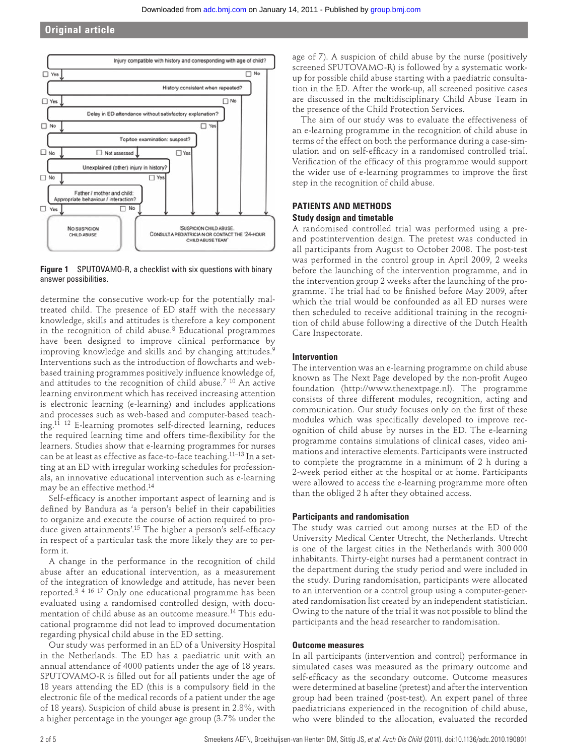**Figure 1** SPUTOVAMO-R, a checklist with six questions with binary answer possibilities.

determine the consecutive work-up for the potentially maltreated child. The presence of ED staff with the necessary knowledge, skills and attitudes is therefore a key component in the recognition of child abuse.[8] Educational programmes have been designed to improve clinical performance by improving knowledge and skills and by changing attitudes.[9] Interventions such as the introduction of flowcharts and web-based training programmes positively influence knowledge of, and attitudes to the recognition of child abuse.[7,10] An active learning environment which has received increasing attention is electronic learning (e-learning) and includes applications and processes such as web-based and computer-based teaching.[11,12] E-learning promotes self-directed learning, reduces the required learning time and offers time-flexibility for the learners. Studies show that e-learning programmes for nurses can be at least as effective as face-to-face teaching.[11–13] In a setting at an ED with irregular working schedules for professionals, an innovative educational intervention such as e-learning may be an effective method.[14]

Self-efficacy is another important aspect of learning and is defined by Bandura as 'a person's belief in their capabilities to organize and execute the course of action required to produce given attainments'.[15] The higher a person's self-efficacy in respect of a particular task the more likely they are to perform it.

A change in the performance in the recognition of child abuse after an educational intervention, as a measurement of the integration of knowledge and attitude, has never been reported.[3,4,16,17] Only one educational programme has been evaluated using a randomised controlled design, with documentation of child abuse as an outcome measure.[14] This educational programme did not lead to improved documentation regarding physical child abuse in the ED setting.

Our study was performed in an ED of a University Hospital in the Netherlands. The ED has a paediatric unit with an annual attendance of 4000 patients under the age of 18 years. SPUTOVAMO-R is filled out for all patients under the age of 18 years attending the ED (this is a compulsory field in the electronic file of the medical records of a patient under the age of 18 years). Suspicion of child abuse is present in 2.8%, with a higher percentage in the younger age group (3.7% under the age of 7). A suspicion of child abuse by the nurse (positively screened SPUTOVAMO-R) is followed by a systematic work-up for possible child abuse starting with a paediatric consultation in the ED. After the work-up, all screened positive cases are discussed in the multidisciplinary Child Abuse Team in the presence of the Child Protection Services.

The aim of our study was to evaluate the effectiveness of an e-learning programme in the recognition of child abuse in terms of the effect on both the performance during a case-simulation and on self-efficacy in a randomised controlled trial. Verification of the efficacy of this programme would support the wider use of e-learning programmes to improve the first step in the recognition of child abuse.

## PATIENTS AND METHODS

### Study design and timetable

A randomised controlled trial was performed using a pre- and postintervention design. The pretest was conducted in all participants from August to October 2008. The post-test was performed in the control group in April 2009, 2 weeks before the launching of the intervention programme, and in the intervention group 2 weeks after the launching of the programme. The trial had to be finished before May 2009, after which the trial would be confounded as all ED nurses were then scheduled to receive additional training in the recognition of child abuse following a directive of the Dutch Health Care Inspectorate.

### Intervention

The intervention was an e-learning programme on child abuse known as The Next Page developed by the non-profit Augeo foundation (http://www.thenextpage.nl). The programme consists of three different modules, recognition, acting and communication. Our study focuses only on the first of these modules which was specifically developed to improve recognition of child abuse by nurses in the ED. The e-learning programme contains simulations of clinical cases, video animations and interactive elements. Participants were instructed to complete the programme in a minimum of 2 h during a 2-week period either at the hospital or at home. Participants were allowed to access the e-learning programme more often than the obliged 2 h after they obtained access.

### Participants and randomisation

The study was carried out among nurses at the ED of the University Medical Center Utrecht, the Netherlands. Utrecht is one of the largest cities in the Netherlands with 300 000 inhabitants. Thirty-eight nurses had a permanent contract in the department during the study period and were included in the study. During randomisation, participants were allocated to an intervention or a control group using a computer-generated randomisation list created by an independent statistician. Owing to the nature of the trial it was not possible to blind the participants and the head researcher to randomisation.

### Outcome measures

In all participants (intervention and control) performance in simulated cases was measured as the primary outcome and self-efficacy as the secondary outcome. Outcome measures were determined at baseline (pretest) and after the intervention group had been trained (post-test). An expert panel of three paediatricians experienced in the recognition of child abuse, who were blinded to the allocation, evaluated the recorded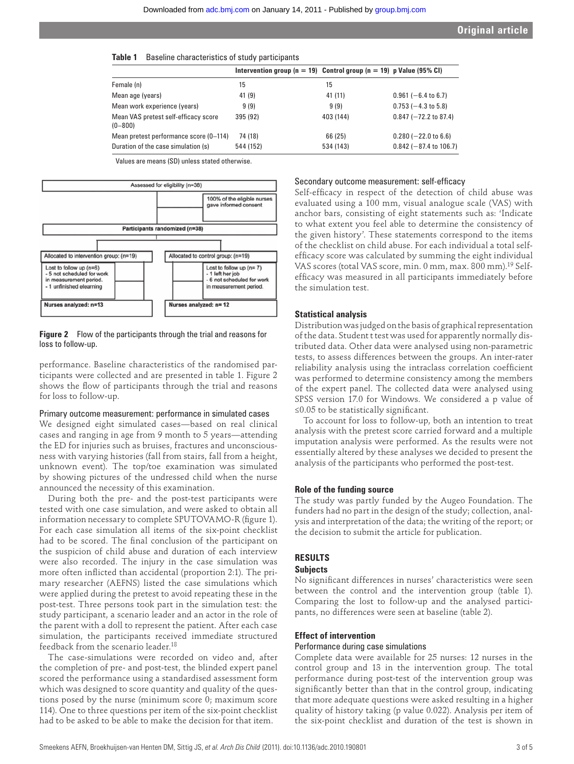**Table 1** Baseline characteristics of study participants

| | Intervention group (n = 19) | Control group (n = 19) | p Value (95% CI) |
|---|---|---|---|
| Female (n) | 15 | 15 | |
| Mean age (years) | 41 (9) | 41 (11) | 0.961 (−6.4 to 6.7) |
| Mean work experience (years) | 9 (9) | 9 (9) | 0.753 (−4.3 to 5.8) |
| Mean VAS pretest self-efficacy score (0–800) | 395 (92) | 403 (144) | 0.847 (−72.2 to 87.4) |
| Mean pretest performance score (0–114) | 74 (18) | 66 (25) | 0.280 (−22.0 to 6.6) |
| Duration of the case simulation (s) | 544 (152) | 534 (143) | 0.842 (−87.4 to 106.7) |

Values are means (SD) unless stated otherwise.

Assessed for eligibility (n=38)

100% of the eligible nurses gave informed consent

Participants randomized (n=38)

Allocated to intervention group: (n=19)
Lost to follow up (n=6)
- 5 not scheduled for work in measurement period.
- 1 unfinished elearning
Nurses analyzed: n=13

Allocated to control group: (n=19)
Lost to follow up (n= 7)
- 1 left her job
- 6 not scheduled for work in measurement period.
Nurses analyzed: n= 12

**Figure 2** Flow of the participants through the trial and reasons for loss to follow-up.

performance. Baseline characteristics of the randomised participants were collected and are presented in table 1. Figure 2 shows the flow of participants through the trial and reasons for loss to follow-up.

### Primary outcome measurement: performance in simulated cases

We designed eight simulated cases—based on real clinical cases and ranging in age from 9 month to 5 years—attending the ED for injuries such as bruises, fractures and unconsciousness with varying histories (fall from stairs, fall from a height, unknown event). The top/toe examination was simulated by showing pictures of the undressed child when the nurse announced the necessity of this examination.

During both the pre- and the post-test participants were tested with one case simulation, and were asked to obtain all information necessary to complete SPUTOVAMO-R (figure 1). For each case simulation all items of the six-point checklist had to be scored. The final conclusion of the participant on the suspicion of child abuse and duration of each interview were also recorded. The injury in the case simulation was more often inflicted than accidental (proportion 2:1). The primary researcher (AEFNS) listed the case simulations which were applied during the pretest to avoid repeating these in the post-test. Three persons took part in the simulation test: the study participant, a scenario leader and an actor in the role of the parent with a doll to represent the patient. After each case simulation, the participants received immediate structured feedback from the scenario leader.[18]

The case-simulations were recorded on video and, after the completion of pre- and post-test, the blinded expert panel scored the performance using a standardised assessment form which was designed to score quantity and quality of the questions posed by the nurse (minimum score 0; maximum score 114). One to three questions per item of the six-point checklist had to be asked to be able to make the decision for that item.

### Secondary outcome measurement: self-efficacy

Self-efficacy in respect of the detection of child abuse was evaluated using a 100 mm, visual analogue scale (VAS) with anchor bars, consisting of eight statements such as: 'Indicate to what extent you feel able to determine the consistency of the given history'. These statements correspond to the items of the checklist on child abuse. For each individual a total self-efficacy score was calculated by summing the eight individual VAS scores (total VAS score, min. 0 mm, max. 800 mm).[19] Self-efficacy was measured in all participants immediately before the simulation test.

### Statistical analysis

Distribution was judged on the basis of graphical representation of the data. Student t test was used for apparently normally distributed data. Other data were analysed using non-parametric tests, to assess differences between the groups. An inter-rater reliability analysis using the intraclass correlation coefficient was performed to determine consistency among the members of the expert panel. The collected data were analysed using SPSS version 17.0 for Windows. We considered a p value of ≤0.05 to be statistically significant.

To account for loss to follow-up, both an intention to treat analysis with the pretest score carried forward and a multiple imputation analysis were performed. As the results were not essentially altered by these analyses we decided to present the analysis of the participants who performed the post-test.

### Role of the funding source

The study was partly funded by the Augeo Foundation. The funders had no part in the design of the study; collection, analysis and interpretation of the data; the writing of the report; or the decision to submit the article for publication.

## RESULTS

### Subjects

No significant differences in nurses' characteristics were seen between the control and the intervention group (table 1). Comparing the lost to follow-up and the analysed participants, no differences were seen at baseline (table 2).

### Effect of intervention

#### Performance during case simulations

Complete data were available for 25 nurses: 12 nurses in the control group and 13 in the intervention group. The total performance during post-test of the intervention group was significantly better than that in the control group, indicating that more adequate questions were asked resulting in a higher quality of history taking (p value 0.022). Analysis per item of the six-point checklist and duration of the test is shown in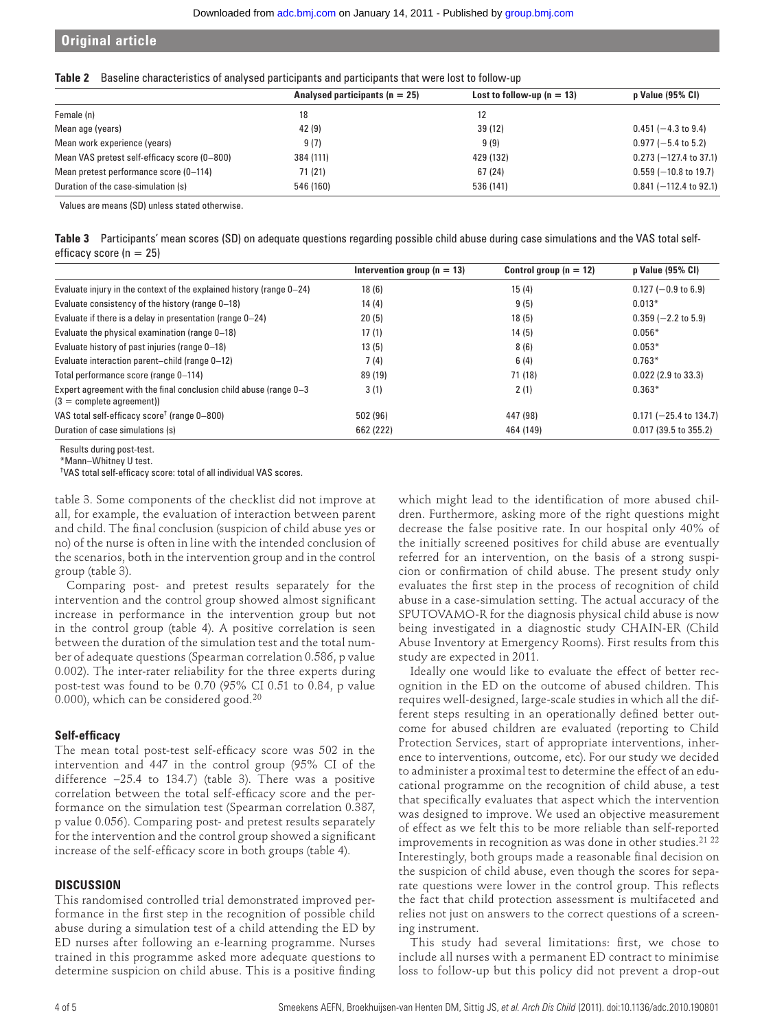**Table 2** Baseline characteristics of analysed participants and participants that were lost to follow-up

| | Analysed participants (n = 25) | Lost to follow-up (n = 13) | p Value (95% CI) |
|---|---|---|---|
| Female (n) | 18 | 12 | |
| Mean age (years) | 42 (9) | 39 (12) | 0.451 (−4.3 to 9.4) |
| Mean work experience (years) | 9 (7) | 9 (9) | 0.977 (−5.4 to 5.2) |
| Mean VAS pretest self-efficacy score (0–800) | 384 (111) | 429 (132) | 0.273 (−127.4 to 37.1) |
| Mean pretest performance score (0–114) | 71 (21) | 67 (24) | 0.559 (−10.8 to 19.7) |
| Duration of the case-simulation (s) | 546 (160) | 536 (141) | 0.841 (−112.4 to 92.1) |

Values are means (SD) unless stated otherwise.

**Table 3** Participants' mean scores (SD) on adequate questions regarding possible child abuse during case simulations and the VAS total self-efficacy score (n = 25)

| | Intervention group (n = 13) | Control group (n = 12) | p Value (95% CI) |
|---|---|---|---|
| Evaluate injury in the context of the explained history (range 0–24) | 18 (6) | 15 (4) | 0.127 (−0.9 to 6.9) |
| Evaluate consistency of the history (range 0–18) | 14 (4) | 9 (5) | 0.013* |
| Evaluate if there is a delay in presentation (range 0–24) | 20 (5) | 18 (5) | 0.359 (−2.2 to 5.9) |
| Evaluate the physical examination (range 0–18) | 17 (1) | 14 (5) | 0.056* |
| Evaluate history of past injuries (range 0–18) | 13 (5) | 8 (6) | 0.053* |
| Evaluate interaction parent–child (range 0–12) | 7 (4) | 6 (4) | 0.763* |
| Total performance score (range 0–114) | 89 (19) | 71 (18) | 0.022 (2.9 to 33.3) |
| Expert agreement with the final conclusion child abuse (range 0–3 (3 = complete agreement)) | 3 (1) | 2 (1) | 0.363* |
| VAS total self-efficacy score† (range 0–800) | 502 (96) | 447 (98) | 0.171 (−25.4 to 134.7) |
| Duration of case simulations (s) | 662 (222) | 464 (149) | 0.017 (39.5 to 355.2) |

Results during post-test.
*Mann–Whitney U test.
†VAS total self-efficacy score: total of all individual VAS scores.

table 3. Some components of the checklist did not improve at all, for example, the evaluation of interaction between parent and child. The final conclusion (suspicion of child abuse yes or no) of the nurse is often in line with the intended conclusion of the scenarios, both in the intervention group and in the control group (table 3).

Comparing post- and pretest results separately for the intervention and the control group showed almost significant increase in performance in the intervention group but not in the control group (table 4). A positive correlation is seen between the duration of the simulation test and the total number of adequate questions (Spearman correlation 0.586, p value 0.002). The inter-rater reliability for the three experts during post-test was found to be 0.70 (95% CI 0.51 to 0.84, p value 0.000), which can be considered good.[20]

### Self-efficacy

The mean total post-test self-efficacy score was 502 in the intervention and 447 in the control group (95% CI of the difference −25.4 to 134.7) (table 3). There was a positive correlation between the total self-efficacy score and the performance on the simulation test (Spearman correlation 0.387, p value 0.056). Comparing post- and pretest results separately for the intervention and the control group showed a significant increase of the self-efficacy score in both groups (table 4).

## DISCUSSION

This randomised controlled trial demonstrated improved performance in the first step in the recognition of possible child abuse during a simulation test of a child attending the ED by ED nurses after following an e-learning programme. Nurses trained in this programme asked more adequate questions to determine suspicion on child abuse. This is a positive finding which might lead to the identification of more abused children. Furthermore, asking more of the right questions might decrease the false positive rate. In our hospital only 40% of the initially screened positives for child abuse are eventually referred for an intervention, on the basis of a strong suspicion or confirmation of child abuse. The present study only evaluates the first step in the process of recognition of child abuse in a case-simulation setting. The actual accuracy of the SPUTOVAMO-R for the diagnosis physical child abuse is now being investigated in a diagnostic study CHAIN-ER (Child Abuse Inventory at Emergency Rooms). First results from this study are expected in 2011.

Ideally one would like to evaluate the effect of better recognition in the ED on the outcome of abused children. This requires well-designed, large-scale studies in which all the different steps resulting in an operationally defined better outcome for abused children are evaluated (reporting to Child Protection Services, start of appropriate interventions, inherence to interventions, outcome, etc). For our study we decided to administer a proximal test to determine the effect of an educational programme on the recognition of child abuse, a test that specifically evaluates that aspect which the intervention was designed to improve. We used an objective measurement of effect as we felt this to be more reliable than self-reported improvements in recognition as was done in other studies.[21 22] Interestingly, both groups made a reasonable final decision on the suspicion of child abuse, even though the scores for separate questions were lower in the control group. This reflects the fact that child protection assessment is multifaceted and relies not just on answers to the correct questions of a screening instrument.

This study had several limitations: first, we chose to include all nurses with a permanent ED contract to minimise loss to follow-up but this policy did not prevent a drop-out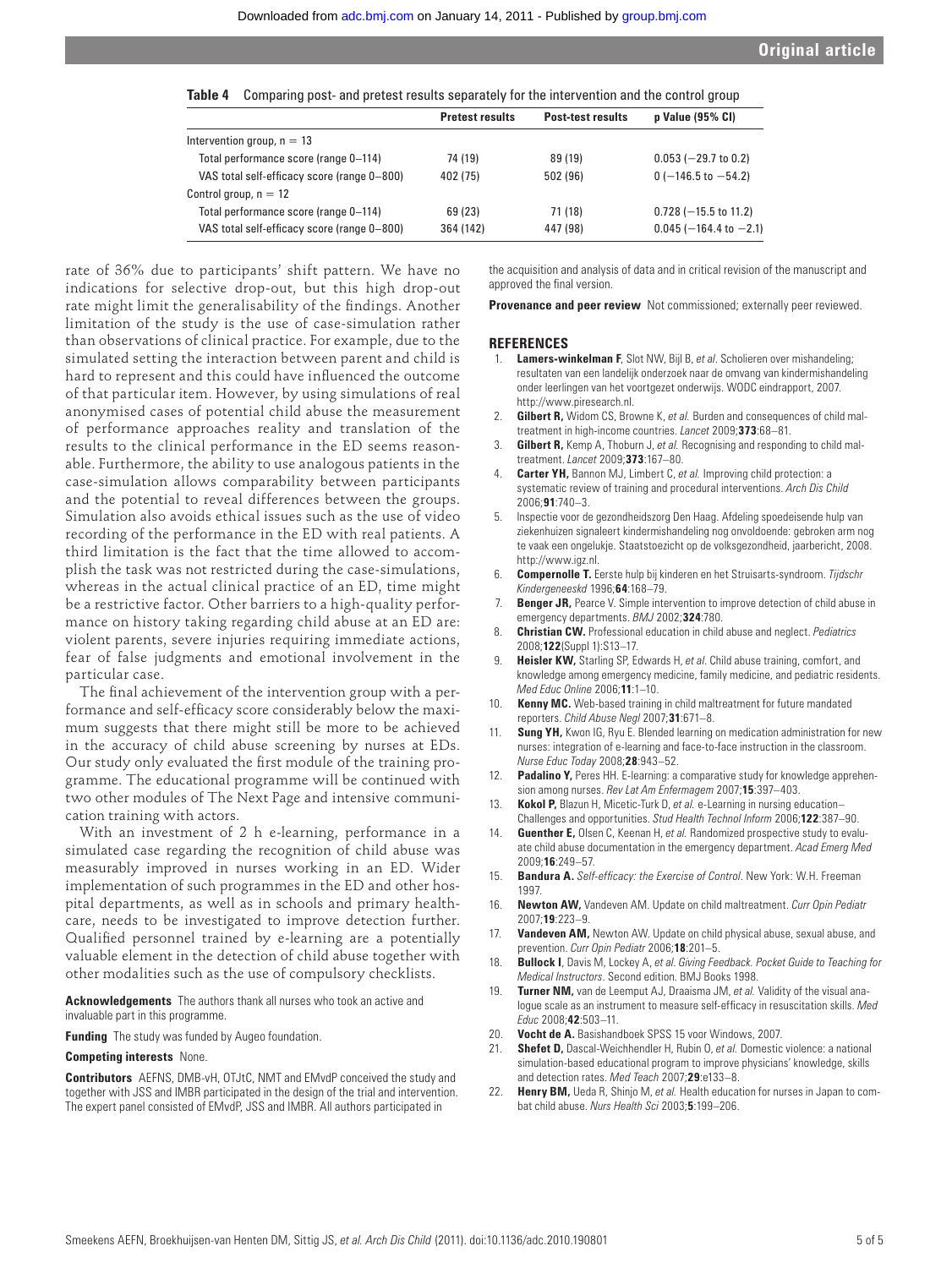**Table 4** Comparing post- and pretest results separately for the intervention and the control group

| | Pretest results | Post-test results | p Value (95% CI) |
|---|---|---|---|
| Intervention group, n = 13 | | | |
| Total performance score (range 0–114) | 74 (19) | 89 (19) | 0.053 (−29.7 to 0.2) |
| VAS total self-efficacy score (range 0–800) | 402 (75) | 502 (96) | 0 (−146.5 to −54.2) |
| Control group, n = 12 | | | |
| Total performance score (range 0–114) | 69 (23) | 71 (18) | 0.728 (−15.5 to 11.2) |
| VAS total self-efficacy score (range 0–800) | 364 (142) | 447 (98) | 0.045 (−164.4 to −2.1) |

rate of 36% due to participants' shift pattern. We have no indications for selective drop-out, but this high drop-out rate might limit the generalisability of the findings. Another limitation of the study is the use of case-simulation rather than observations of clinical practice. For example, due to the simulated setting the interaction between parent and child is hard to represent and this could have influenced the outcome of that particular item. However, by using simulations of real anonymised cases of potential child abuse the measurement of performance approaches reality and translation of the results to the clinical performance in the ED seems reasonable. Furthermore, the ability to use analogous patients in the case-simulation allows comparability between participants and the potential to reveal differences between the groups. Simulation also avoids ethical issues such as the use of video recording of the performance in the ED with real patients. A third limitation is the fact that the time allowed to accomplish the task was not restricted during the case-simulations, whereas in the actual clinical practice of an ED, time might be a restrictive factor. Other barriers to a high-quality performance on history taking regarding child abuse at an ED are: violent parents, severe injuries requiring immediate actions, fear of false judgments and emotional involvement in the particular case.

The final achievement of the intervention group with a performance and self-efficacy score considerably below the maximum suggests that there might still be more to be achieved in the accuracy of child abuse screening by nurses at EDs. Our study only evaluated the first module of the training programme. The educational programme will be continued with two other modules of The Next Page and intensive communication training with actors.

With an investment of 2 h e-learning, performance in a simulated case regarding the recognition of child abuse was measurably improved in nurses working in an ED. Wider implementation of such programmes in the ED and other hospital departments, as well as in schools and primary healthcare, needs to be investigated to improve detection further. Qualified personnel trained by e-learning are a potentially valuable element in the detection of child abuse together with other modalities such as the use of compulsory checklists.

**Acknowledgements** The authors thank all nurses who took an active and invaluable part in this programme.

**Funding** The study was funded by Augeo foundation.

**Competing interests** None.

**Contributors** AEFNS, DMB-vH, OTJtC, NMT and EMvdP conceived the study and together with JSS and IMBR participated in the design of the trial and intervention. The expert panel consisted of EMvdP, JSS and IMBR. All authors participated in the acquisition and analysis of data and in critical revision of the manuscript and approved the final version.

**Provenance and peer review** Not commissioned; externally peer reviewed.

## REFERENCES

1. **Lamers-winkelman F**, Slot NW, Bijl B, *et al*. Scholieren over mishandeling; resultaten van een landelijk onderzoek naar de omvang van kindermishandeling onder leerlingen van het voortgezet onderwijs. WODC eindrapport, 2007. http://www.piresearch.nl.
2. **Gilbert R,** Widom CS, Browne K, *et al.* Burden and consequences of child maltreatment in high-income countries. *Lancet* 2009;**373**:68–81.
3. **Gilbert R,** Kemp A, Thoburn J, *et al.* Recognising and responding to child maltreatment. *Lancet* 2009;**373**:167–80.
4. **Carter YH,** Bannon MJ, Limbert C, *et al.* Improving child protection: a systematic review of training and procedural interventions. *Arch Dis Child* 2006;**91**:740–3.
5. Inspectie voor de gezondheidszorg Den Haag. Afdeling spoedeisende hulp van ziekenhuizen signaleert kindermishandeling nog onvoldoende: gebroken arm nog te vaak een ongelukje. Staatstoezicht op de volksgezondheid, jaarbericht, 2008. http://www.igz.nl.
6. **Compernolle T.** Eerste hulp bij kinderen en het Struisarts-syndroom. *Tijdschr Kindergeneeskd* 1996;**64**:168–79.
7. **Benger JR,** Pearce V. Simple intervention to improve detection of child abuse in emergency departments. *BMJ* 2002;**324**:780.
8. **Christian CW.** Professional education in child abuse and neglect. *Pediatrics* 2008;**122**(Suppl 1):S13–17.
9. **Heisler KW,** Starling SP, Edwards H, *et al.* Child abuse training, comfort, and knowledge among emergency medicine, family medicine, and pediatric residents. *Med Educ Online* 2006;**11**:1–10.
10. **Kenny MC.** Web-based training in child maltreatment for future mandated reporters. *Child Abuse Negl* 2007;**31**:671–8.
11. **Sung YH,** Kwon IG, Ryu E. Blended learning on medication administration for new nurses: integration of e-learning and face-to-face instruction in the classroom. *Nurse Educ Today* 2008;**28**:943–52.
12. **Padalino Y,** Peres HH. E-learning: a comparative study for knowledge apprehension among nurses. *Rev Lat Am Enfermagem* 2007;**15**:397–403.
13. **Kokol P,** Blazun H, Micetic-Turk D, *et al.* e-Learning in nursing education–Challenges and opportunities. *Stud Health Technol Inform* 2006;**122**:387–90.
14. **Guenther E,** Olsen C, Keenan H, *et al.* Randomized prospective study to evaluate child abuse documentation in the emergency department. *Acad Emerg Med* 2009;**16**:249–57.
15. **Bandura A.** *Self-efficacy: the Exercise of Control*. New York: W.H. Freeman 1997.
16. **Newton AW,** Vandeven AM. Update on child maltreatment. *Curr Opin Pediatr* 2007;**19**:223–9.
17. **Vandeven AM,** Newton AW. Update on child physical abuse, sexual abuse, and prevention. *Curr Opin Pediatr* 2006;**18**:201–5.
18. **Bullock I**, Davis M, Lockey A, *et al. Giving Feedback. Pocket Guide to Teaching for Medical Instructors*. Second edition. BMJ Books 1998.
19. **Turner NM,** van de Leemput AJ, Draaisma JM, *et al.* Validity of the visual analogue scale as an instrument to measure self-efficacy in resuscitation skills. *Med Educ* 2008;**42**:503–11.
20. **Vocht de A.** Basishandboek SPSS 15 voor Windows, 2007.
21. **Shefet D,** Dascal-Weichhendler H, Rubin O, *et al.* Domestic violence: a national simulation-based educational program to improve physicians' knowledge, skills and detection rates. *Med Teach* 2007;**29**:e133–8.
22. **Henry BM,** Ueda R, Shinjo M, *et al.* Health education for nurses in Japan to combat child abuse. *Nurs Health Sci* 2003;**5**:199–206.